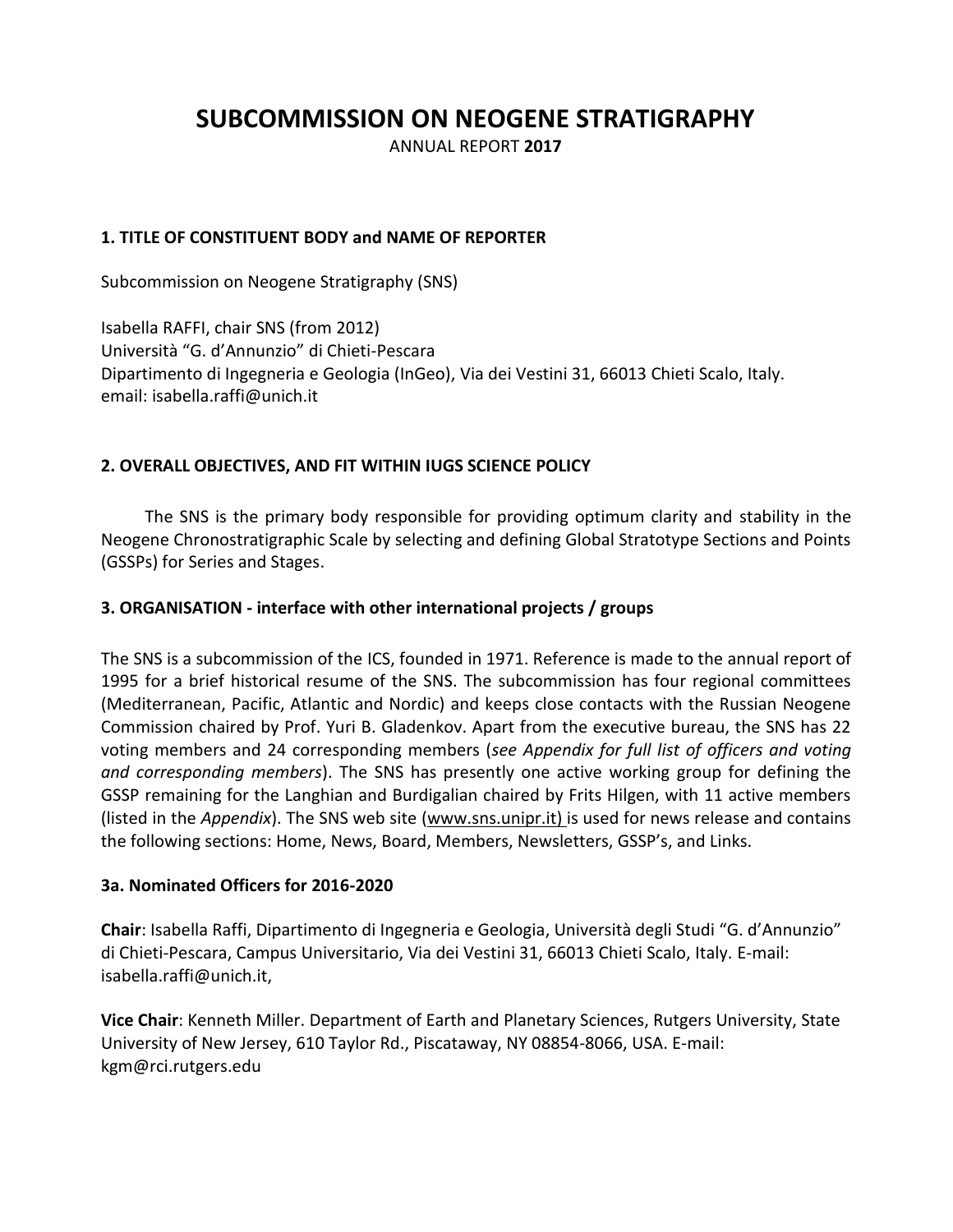# SUBCOMMISSION ON NEOGENE STRATIGRAPHY

ANNUAL REPORT **2017**

## 1. TITLE OF CONSTITUENT BODY and NAME OF REPORTER

Subcommission on Neogene Stratigraphy (SNS)

Isabella RAFFI, chair SNS (from 2012)
Università "G. d'Annunzio" di Chieti-Pescara
Dipartimento di Ingegneria e Geologia (InGeo), Via dei Vestini 31, 66013 Chieti Scalo, Italy.
email: isabella.raffi@unich.it

## 2. OVERALL OBJECTIVES, AND FIT WITHIN IUGS SCIENCE POLICY

The SNS is the primary body responsible for providing optimum clarity and stability in the Neogene Chronostratigraphic Scale by selecting and defining Global Stratotype Sections and Points (GSSPs) for Series and Stages.

## 3. ORGANISATION - interface with other international projects / groups

The SNS is a subcommission of the ICS, founded in 1971. Reference is made to the annual report of 1995 for a brief historical resume of the SNS. The subcommission has four regional committees (Mediterranean, Pacific, Atlantic and Nordic) and keeps close contacts with the Russian Neogene Commission chaired by Prof. Yuri B. Gladenkov. Apart from the executive bureau, the SNS has 22 voting members and 24 corresponding members (*see Appendix for full list of officers and voting and corresponding members*). The SNS has presently one active working group for defining the GSSP remaining for the Langhian and Burdigalian chaired by Frits Hilgen, with 11 active members (listed in the *Appendix*). The SNS web site (www.sns.unipr.it) is used for news release and contains the following sections: Home, News, Board, Members, Newsletters, GSSP's, and Links.

### 3a. Nominated Officers for 2016-2020

**Chair**: Isabella Raffi, Dipartimento di Ingegneria e Geologia, Università degli Studi "G. d'Annunzio" di Chieti-Pescara, Campus Universitario, Via dei Vestini 31, 66013 Chieti Scalo, Italy. E-mail: isabella.raffi@unich.it,

**Vice Chair**: Kenneth Miller. Department of Earth and Planetary Sciences, Rutgers University, State University of New Jersey, 610 Taylor Rd., Piscataway, NY 08854-8066, USA. E-mail: kgm@rci.rutgers.edu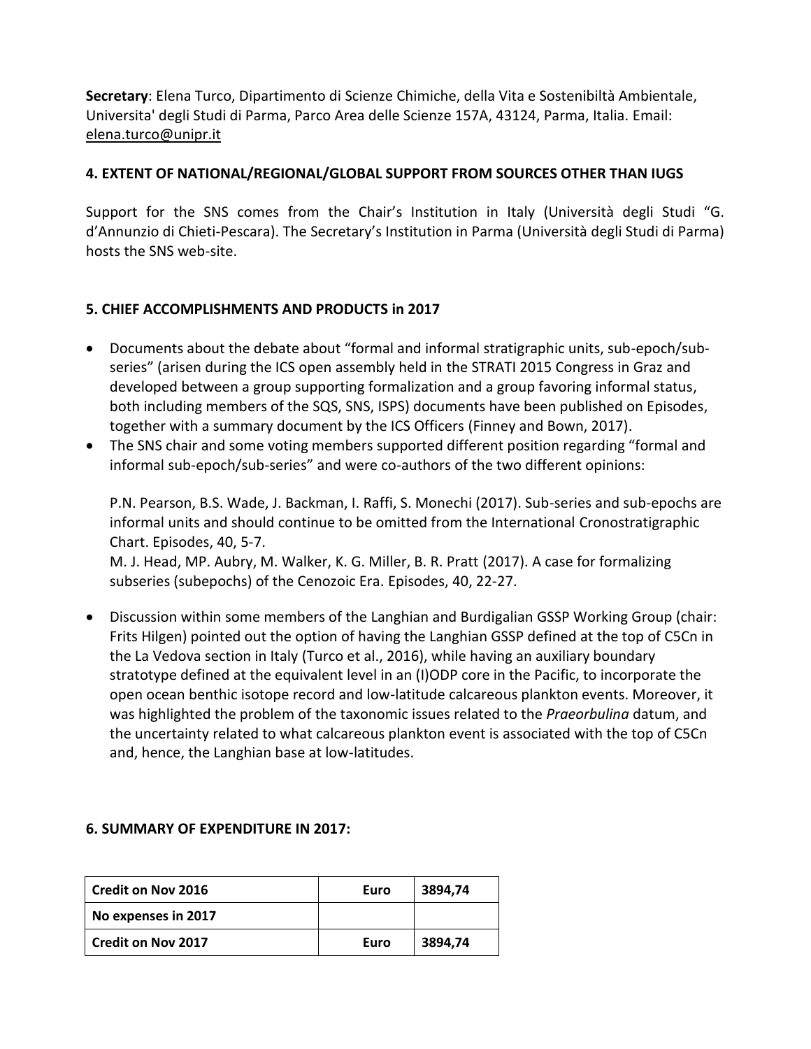**Secretary**: Elena Turco, Dipartimento di Scienze Chimiche, della Vita e Sostenibiltà Ambientale, Universita' degli Studi di Parma, Parco Area delle Scienze 157A, 43124, Parma, Italia. Email: elena.turco@unipr.it

## 4. EXTENT OF NATIONAL/REGIONAL/GLOBAL SUPPORT FROM SOURCES OTHER THAN IUGS

Support for the SNS comes from the Chair's Institution in Italy (Università degli Studi "G. d'Annunzio di Chieti-Pescara). The Secretary's Institution in Parma (Università degli Studi di Parma) hosts the SNS web-site.

## 5. CHIEF ACCOMPLISHMENTS AND PRODUCTS in 2017

- Documents about the debate about "formal and informal stratigraphic units, sub-epoch/sub-series" (arisen during the ICS open assembly held in the STRATI 2015 Congress in Graz and developed between a group supporting formalization and a group favoring informal status, both including members of the SQS, SNS, ISPS) documents have been published on Episodes, together with a summary document by the ICS Officers (Finney and Bown, 2017).
- The SNS chair and some voting members supported different position regarding "formal and informal sub-epoch/sub-series" and were co-authors of the two different opinions:

  P.N. Pearson, B.S. Wade, J. Backman, I. Raffi, S. Monechi (2017). Sub-series and sub-epochs are informal units and should continue to be omitted from the International Cronostratigraphic Chart. Episodes, 40, 5-7.
  M. J. Head, MP. Aubry, M. Walker, K. G. Miller, B. R. Pratt (2017). A case for formalizing subseries (subepochs) of the Cenozoic Era. Episodes, 40, 22-27.

- Discussion within some members of the Langhian and Burdigalian GSSP Working Group (chair: Frits Hilgen) pointed out the option of having the Langhian GSSP defined at the top of C5Cn in the La Vedova section in Italy (Turco et al., 2016), while having an auxiliary boundary stratotype defined at the equivalent level in an (I)ODP core in the Pacific, to incorporate the open ocean benthic isotope record and low-latitude calcareous plankton events. Moreover, it was highlighted the problem of the taxonomic issues related to the *Praeorbulina* datum, and the uncertainty related to what calcareous plankton event is associated with the top of C5Cn and, hence, the Langhian base at low-latitudes.

## 6. SUMMARY OF EXPENDITURE IN 2017:

| Credit on Nov 2016 | Euro | 3894,74 |
|---|---|---|
| No expenses in 2017 | | |
| Credit on Nov 2017 | Euro | 3894,74 |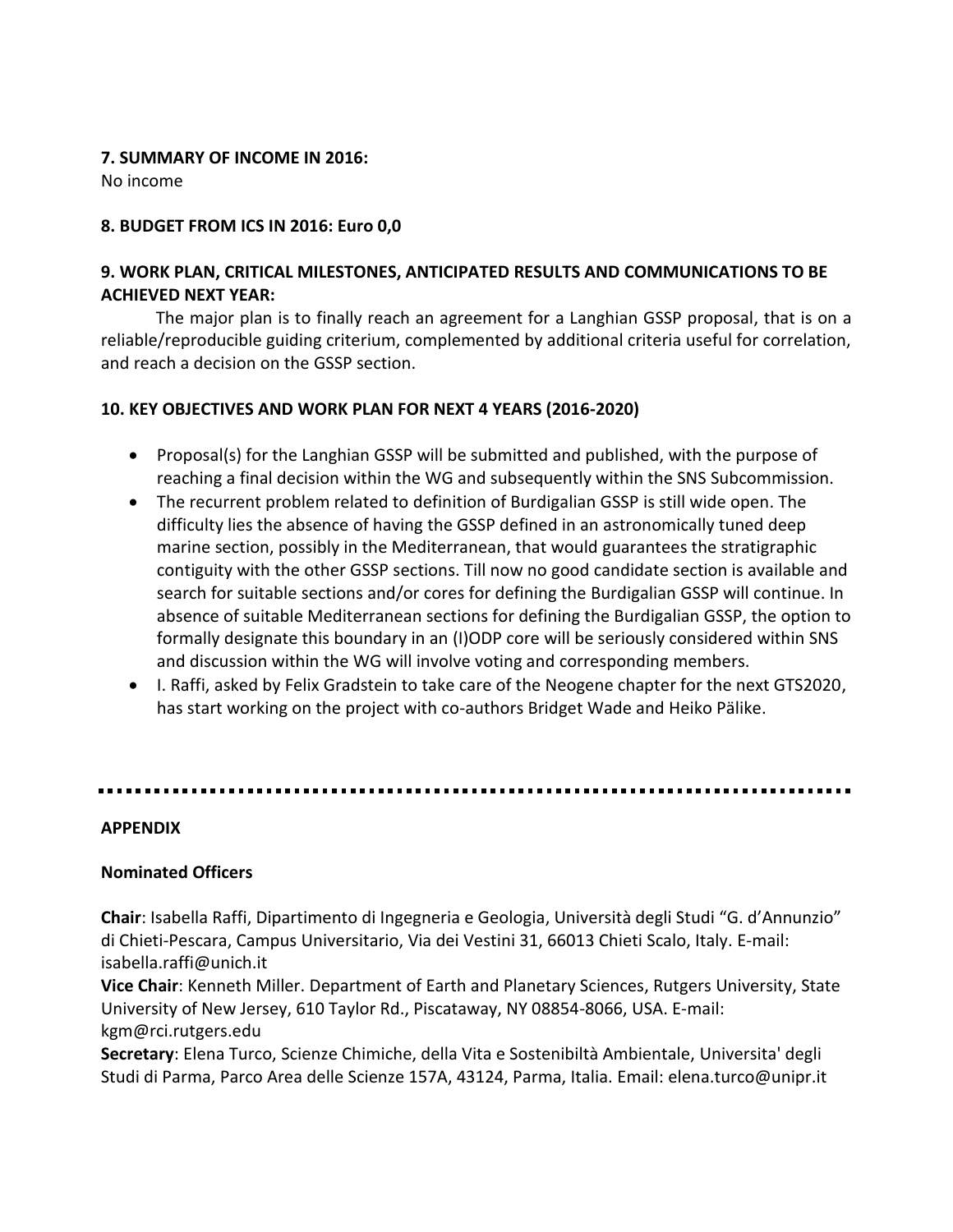**7. SUMMARY OF INCOME IN 2016:**

No income

**8. BUDGET FROM ICS IN 2016: Euro 0,0**

**9. WORK PLAN, CRITICAL MILESTONES, ANTICIPATED RESULTS AND COMMUNICATIONS TO BE ACHIEVED NEXT YEAR:**

The major plan is to finally reach an agreement for a Langhian GSSP proposal, that is on a reliable/reproducible guiding criterium, complemented by additional criteria useful for correlation, and reach a decision on the GSSP section.

**10. KEY OBJECTIVES AND WORK PLAN FOR NEXT 4 YEARS (2016-2020)**

- Proposal(s) for the Langhian GSSP will be submitted and published, with the purpose of reaching a final decision within the WG and subsequently within the SNS Subcommission.
- The recurrent problem related to definition of Burdigalian GSSP is still wide open. The difficulty lies the absence of having the GSSP defined in an astronomically tuned deep marine section, possibly in the Mediterranean, that would guarantees the stratigraphic contiguity with the other GSSP sections. Till now no good candidate section is available and search for suitable sections and/or cores for defining the Burdigalian GSSP will continue. In absence of suitable Mediterranean sections for defining the Burdigalian GSSP, the option to formally designate this boundary in an (I)ODP core will be seriously considered within SNS and discussion within the WG will involve voting and corresponding members.
- I. Raffi, asked by Felix Gradstein to take care of the Neogene chapter for the next GTS2020, has start working on the project with co-authors Bridget Wade and Heiko Pälike.

---

**APPENDIX**

**Nominated Officers**

**Chair**: Isabella Raffi, Dipartimento di Ingegneria e Geologia, Università degli Studi "G. d'Annunzio" di Chieti-Pescara, Campus Universitario, Via dei Vestini 31, 66013 Chieti Scalo, Italy. E-mail: isabella.raffi@unich.it

**Vice Chair**: Kenneth Miller. Department of Earth and Planetary Sciences, Rutgers University, State University of New Jersey, 610 Taylor Rd., Piscataway, NY 08854-8066, USA. E-mail: kgm@rci.rutgers.edu

**Secretary**: Elena Turco, Scienze Chimiche, della Vita e Sostenibiltà Ambientale, Universita' degli Studi di Parma, Parco Area delle Scienze 157A, 43124, Parma, Italia. Email: elena.turco@unipr.it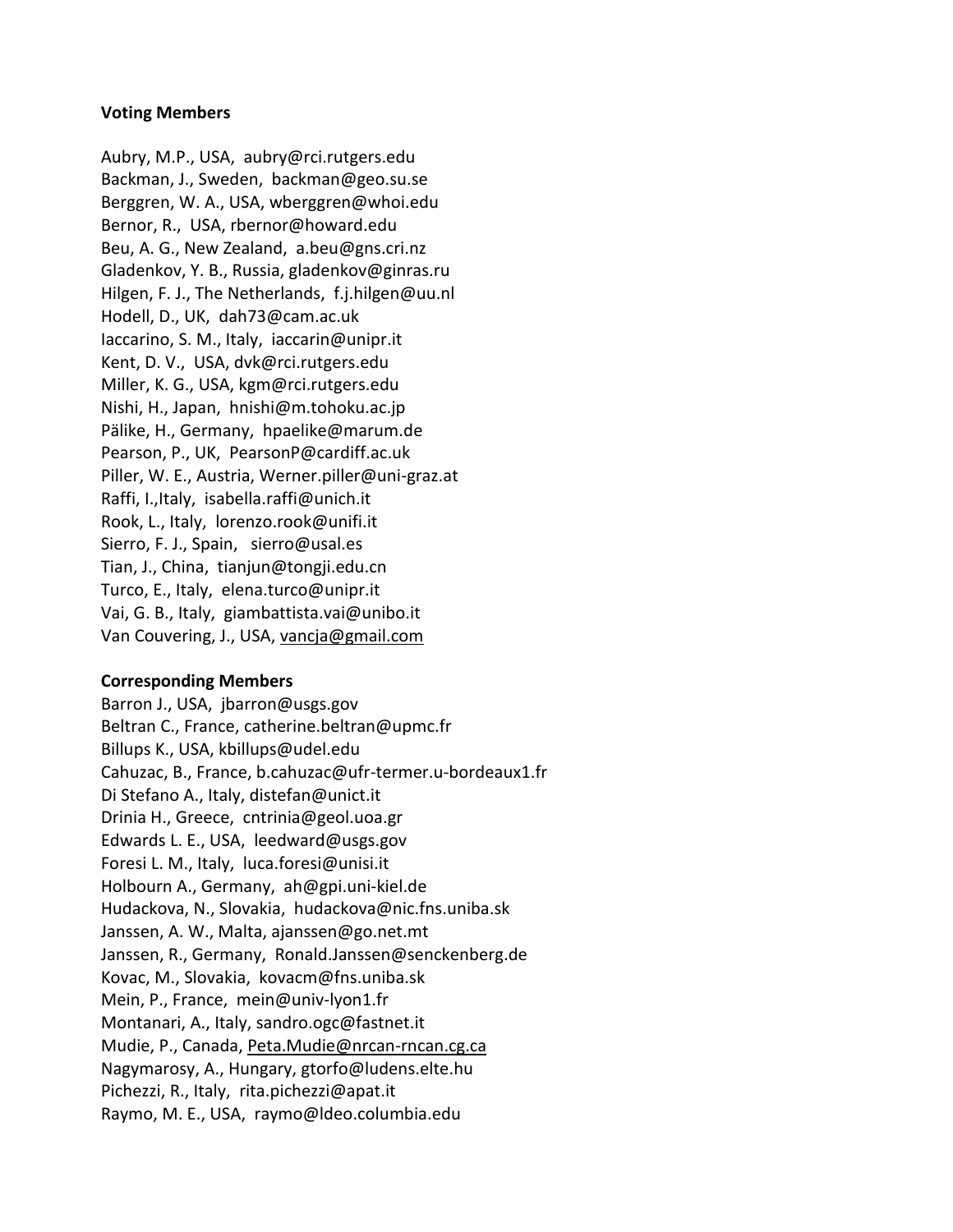**Voting Members**

Aubry, M.P., USA, aubry@rci.rutgers.edu
Backman, J., Sweden, backman@geo.su.se
Berggren, W. A., USA, wberggren@whoi.edu
Bernor, R., USA, rbernor@howard.edu
Beu, A. G., New Zealand, a.beu@gns.cri.nz
Gladenkov, Y. B., Russia, gladenkov@ginras.ru
Hilgen, F. J., The Netherlands, f.j.hilgen@uu.nl
Hodell, D., UK, dah73@cam.ac.uk
Iaccarino, S. M., Italy, iaccarin@unipr.it
Kent, D. V., USA, dvk@rci.rutgers.edu
Miller, K. G., USA, kgm@rci.rutgers.edu
Nishi, H., Japan, hnishi@m.tohoku.ac.jp
Pälike, H., Germany, hpaelike@marum.de
Pearson, P., UK, PearsonP@cardiff.ac.uk
Piller, W. E., Austria, Werner.piller@uni-graz.at
Raffi, I.,Italy, isabella.raffi@unich.it
Rook, L., Italy, lorenzo.rook@unifi.it
Sierro, F. J., Spain, sierro@usal.es
Tian, J., China, tianjun@tongji.edu.cn
Turco, E., Italy, elena.turco@unipr.it
Vai, G. B., Italy, giambattista.vai@unibo.it
Van Couvering, J., USA, vancja@gmail.com

**Corresponding Members**

Barron J., USA, jbarron@usgs.gov
Beltran C., France, catherine.beltran@upmc.fr
Billups K., USA, kbillups@udel.edu
Cahuzac, B., France, b.cahuzac@ufr-termer.u-bordeaux1.fr
Di Stefano A., Italy, distefan@unict.it
Drinia H., Greece, cntrinia@geol.uoa.gr
Edwards L. E., USA, leedward@usgs.gov
Foresi L. M., Italy, luca.foresi@unisi.it
Holbourn A., Germany, ah@gpi.uni-kiel.de
Hudackova, N., Slovakia, hudackova@nic.fns.uniba.sk
Janssen, A. W., Malta, ajanssen@go.net.mt
Janssen, R., Germany, Ronald.Janssen@senckenberg.de
Kovac, M., Slovakia, kovacm@fns.uniba.sk
Mein, P., France, mein@univ-lyon1.fr
Montanari, A., Italy, sandro.ogc@fastnet.it
Mudie, P., Canada, Peta.Mudie@nrcan-rncan.cg.ca
Nagymarosy, A., Hungary, gtorfo@ludens.elte.hu
Pichezzi, R., Italy, rita.pichezzi@apat.it
Raymo, M. E., USA, raymo@ldeo.columbia.edu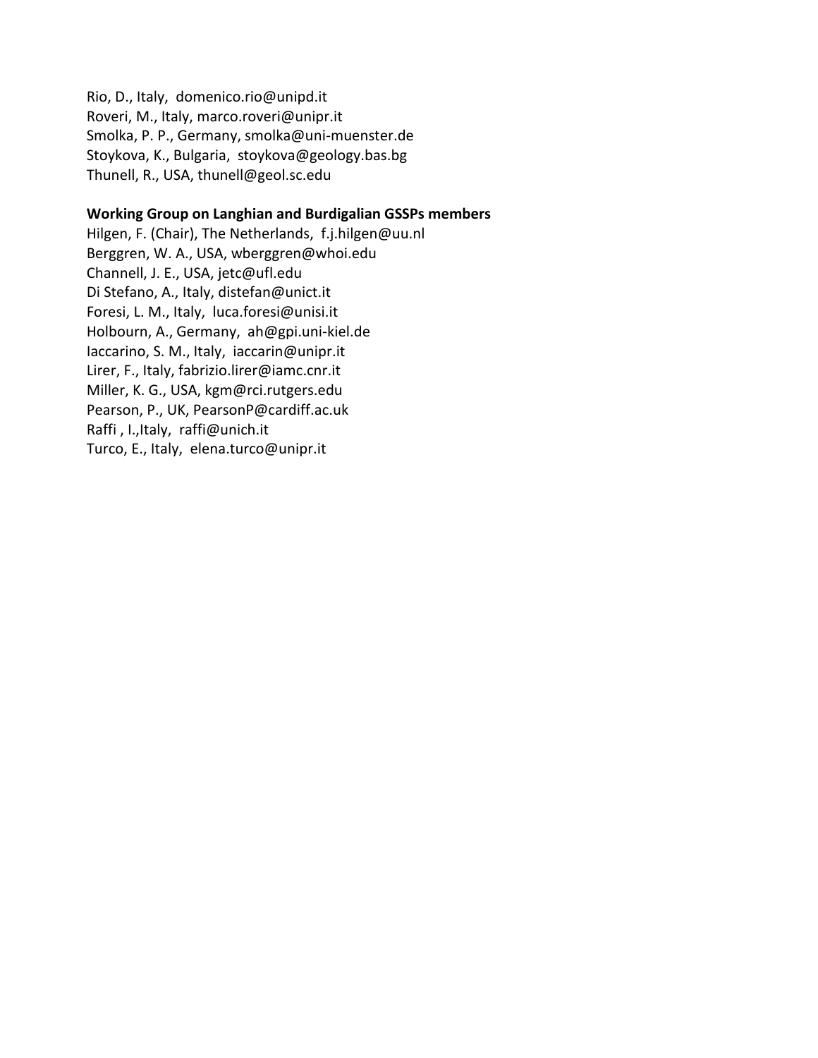Rio, D., Italy, domenico.rio@unipd.it
Roveri, M., Italy, marco.roveri@unipr.it
Smolka, P. P., Germany, smolka@uni-muenster.de
Stoykova, K., Bulgaria, stoykova@geology.bas.bg
Thunell, R., USA, thunell@geol.sc.edu

**Working Group on Langhian and Burdigalian GSSPs members**

Hilgen, F. (Chair), The Netherlands, f.j.hilgen@uu.nl
Berggren, W. A., USA, wberggren@whoi.edu
Channell, J. E., USA, jetc@ufl.edu
Di Stefano, A., Italy, distefan@unict.it
Foresi, L. M., Italy, luca.foresi@unisi.it
Holbourn, A., Germany, ah@gpi.uni-kiel.de
Iaccarino, S. M., Italy, iaccarin@unipr.it
Lirer, F., Italy, fabrizio.lirer@iamc.cnr.it
Miller, K. G., USA, kgm@rci.rutgers.edu
Pearson, P., UK, PearsonP@cardiff.ac.uk
Raffi , I.,Italy, raffi@unich.it
Turco, E., Italy, elena.turco@unipr.it